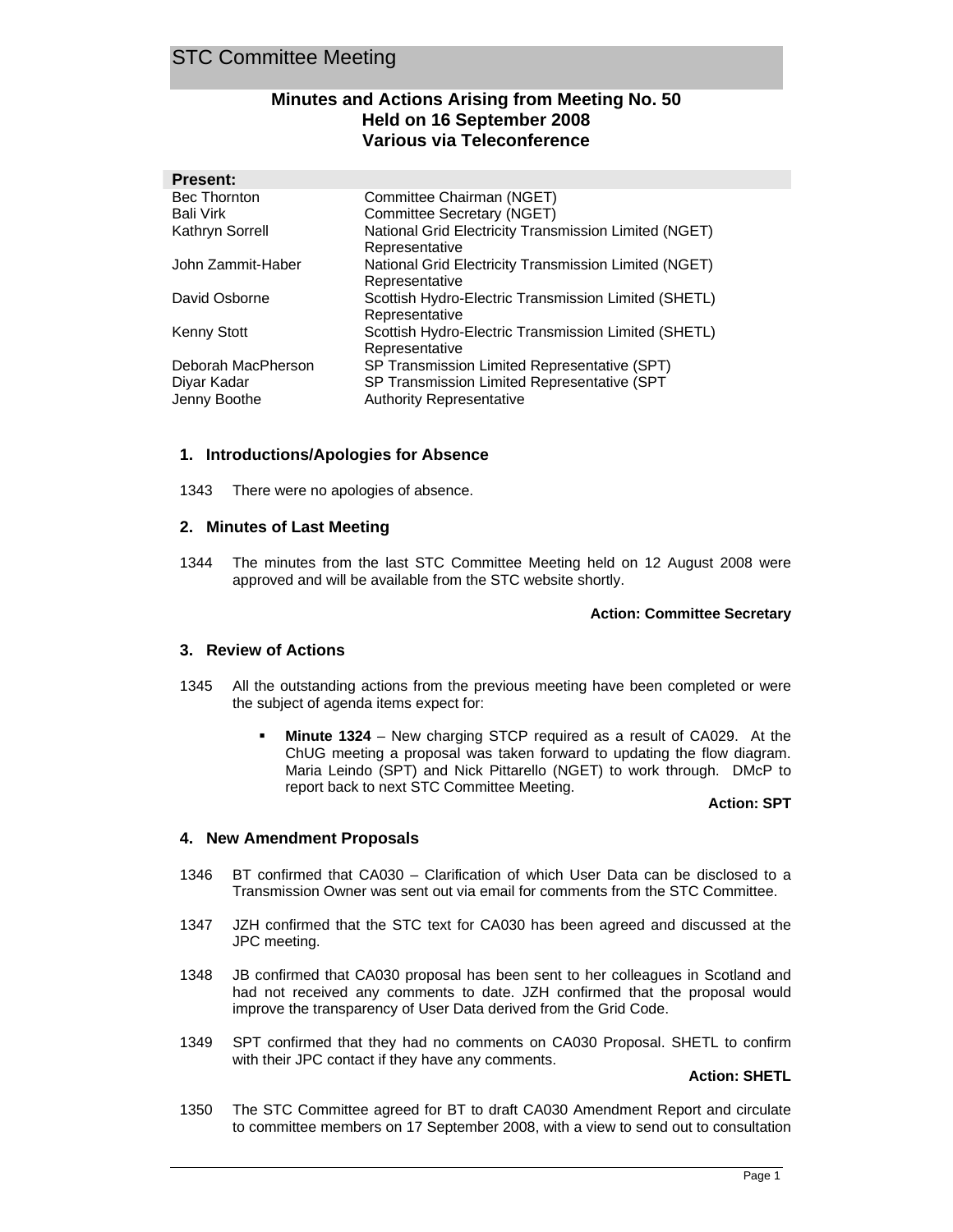# STC Committee Meeting

## Minutes and Actions Arising from Meeting No. 50
## Held on 16 September 2008
## Various via Teleconference

**Present:**

| | |
|---|---|
| Bec Thornton | Committee Chairman (NGET) |
| Bali Virk | Committee Secretary (NGET) |
| Kathryn Sorrell | National Grid Electricity Transmission Limited (NGET) Representative |
| John Zammit-Haber | National Grid Electricity Transmission Limited (NGET) Representative |
| David Osborne | Scottish Hydro-Electric Transmission Limited (SHETL) Representative |
| Kenny Stott | Scottish Hydro-Electric Transmission Limited (SHETL) Representative |
| Deborah MacPherson | SP Transmission Limited Representative (SPT) |
| Diyar Kadar | SP Transmission Limited Representative (SPT |
| Jenny Boothe | Authority Representative |

### 1. Introductions/Apologies for Absence

1343 There were no apologies of absence.

### 2. Minutes of Last Meeting

1344 The minutes from the last STC Committee Meeting held on 12 August 2008 were approved and will be available from the STC website shortly.

**Action: Committee Secretary**

### 3. Review of Actions

1345 All the outstanding actions from the previous meeting have been completed or were the subject of agenda items expect for:

- **Minute 1324** – New charging STCP required as a result of CA029. At the ChUG meeting a proposal was taken forward to updating the flow diagram. Maria Leindo (SPT) and Nick Pittarello (NGET) to work through. DMcP to report back to next STC Committee Meeting.

**Action: SPT**

### 4. New Amendment Proposals

1346 BT confirmed that CA030 – Clarification of which User Data can be disclosed to a Transmission Owner was sent out via email for comments from the STC Committee.

1347 JZH confirmed that the STC text for CA030 has been agreed and discussed at the JPC meeting.

1348 JB confirmed that CA030 proposal has been sent to her colleagues in Scotland and had not received any comments to date. JZH confirmed that the proposal would improve the transparency of User Data derived from the Grid Code.

1349 SPT confirmed that they had no comments on CA030 Proposal. SHETL to confirm with their JPC contact if they have any comments.

**Action: SHETL**

1350 The STC Committee agreed for BT to draft CA030 Amendment Report and circulate to committee members on 17 September 2008, with a view to send out to consultation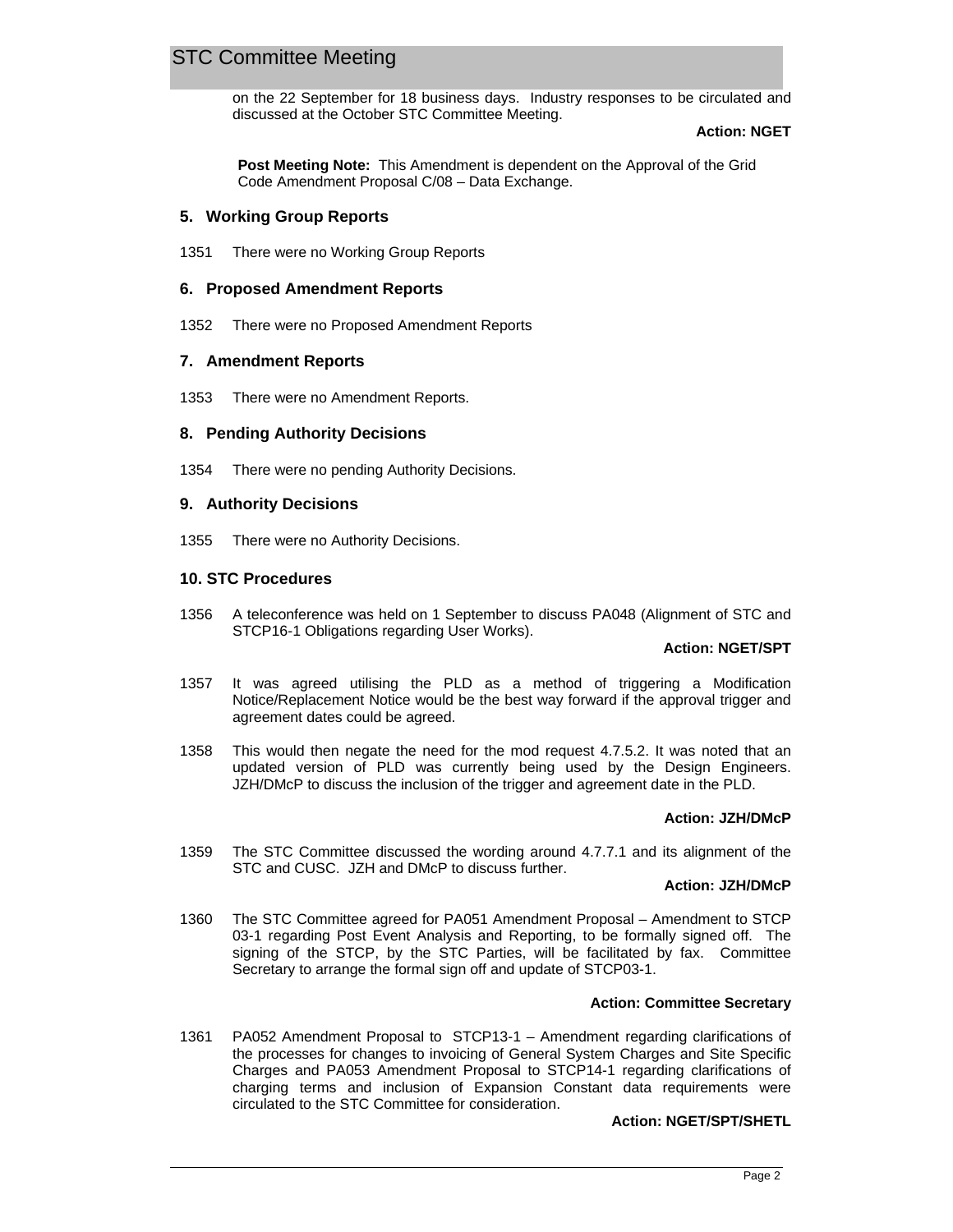on the 22 September for 18 business days. Industry responses to be circulated and discussed at the October STC Committee Meeting.

**Action: NGET**

**Post Meeting Note:** This Amendment is dependent on the Approval of the Grid Code Amendment Proposal C/08 – Data Exchange.

## 5. Working Group Reports

1351 There were no Working Group Reports

## 6. Proposed Amendment Reports

1352 There were no Proposed Amendment Reports

## 7. Amendment Reports

1353 There were no Amendment Reports.

## 8. Pending Authority Decisions

1354 There were no pending Authority Decisions.

## 9. Authority Decisions

1355 There were no Authority Decisions.

## 10. STC Procedures

1356 A teleconference was held on 1 September to discuss PA048 (Alignment of STC and STCP16-1 Obligations regarding User Works).

**Action: NGET/SPT**

1357 It was agreed utilising the PLD as a method of triggering a Modification Notice/Replacement Notice would be the best way forward if the approval trigger and agreement dates could be agreed.

1358 This would then negate the need for the mod request 4.7.5.2. It was noted that an updated version of PLD was currently being used by the Design Engineers. JZH/DMcP to discuss the inclusion of the trigger and agreement date in the PLD.

**Action: JZH/DMcP**

1359 The STC Committee discussed the wording around 4.7.7.1 and its alignment of the STC and CUSC. JZH and DMcP to discuss further.

**Action: JZH/DMcP**

1360 The STC Committee agreed for PA051 Amendment Proposal – Amendment to STCP 03-1 regarding Post Event Analysis and Reporting, to be formally signed off. The signing of the STCP, by the STC Parties, will be facilitated by fax. Committee Secretary to arrange the formal sign off and update of STCP03-1.

**Action: Committee Secretary**

1361 PA052 Amendment Proposal to STCP13-1 – Amendment regarding clarifications of the processes for changes to invoicing of General System Charges and Site Specific Charges and PA053 Amendment Proposal to STCP14-1 regarding clarifications of charging terms and inclusion of Expansion Constant data requirements were circulated to the STC Committee for consideration.

**Action: NGET/SPT/SHETL**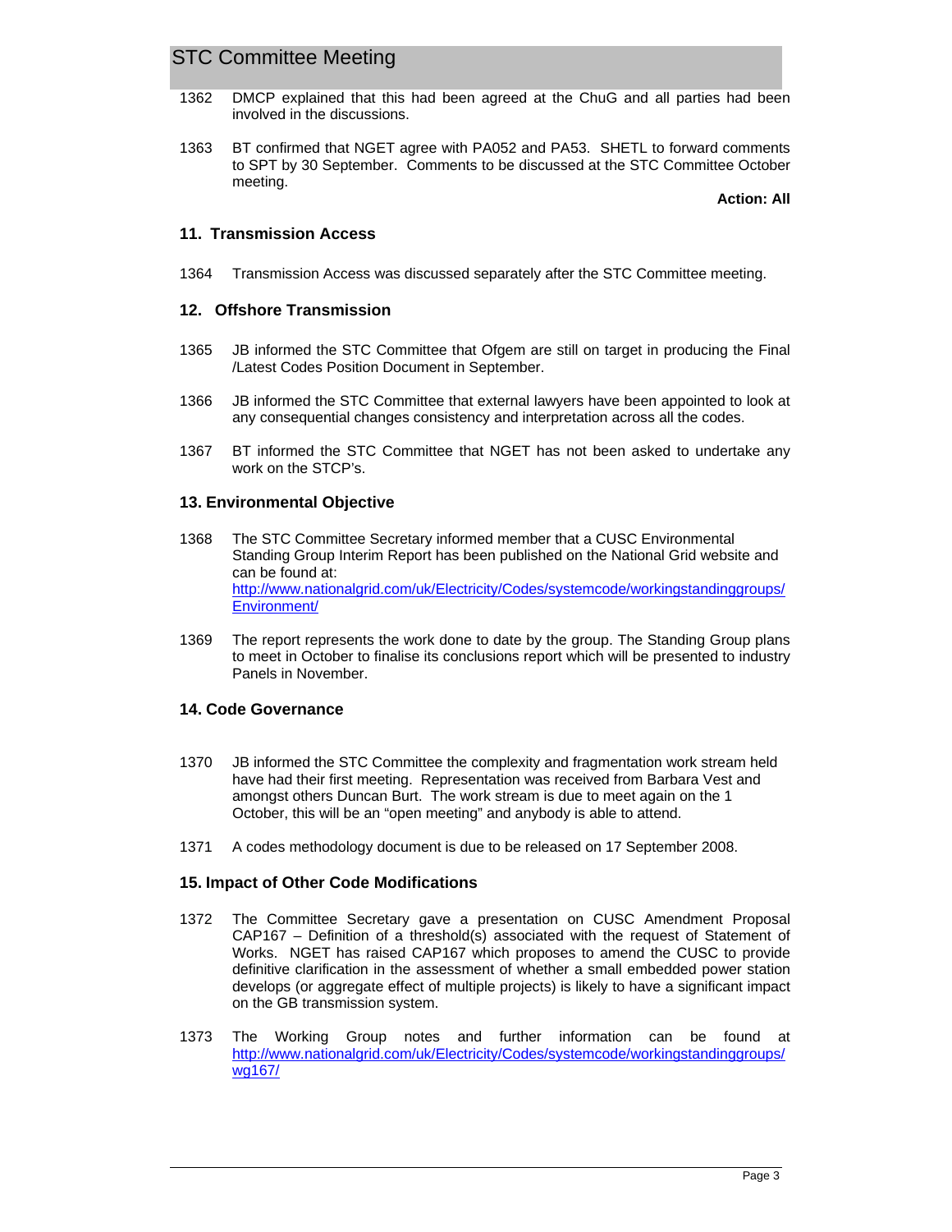1362 DMCP explained that this had been agreed at the ChuG and all parties had been involved in the discussions.

1363 BT confirmed that NGET agree with PA052 and PA53. SHETL to forward comments to SPT by 30 September. Comments to be discussed at the STC Committee October meeting.

**Action: All**

## 11. Transmission Access

1364 Transmission Access was discussed separately after the STC Committee meeting.

## 12. Offshore Transmission

1365 JB informed the STC Committee that Ofgem are still on target in producing the Final /Latest Codes Position Document in September.

1366 JB informed the STC Committee that external lawyers have been appointed to look at any consequential changes consistency and interpretation across all the codes.

1367 BT informed the STC Committee that NGET has not been asked to undertake any work on the STCP's.

## 13. Environmental Objective

1368 The STC Committee Secretary informed member that a CUSC Environmental Standing Group Interim Report has been published on the National Grid website and can be found at: [http://www.nationalgrid.com/uk/Electricity/Codes/systemcode/workingstandinggroups/Environment/](http://www.nationalgrid.com/uk/Electricity/Codes/systemcode/workingstandinggroups/Environment/)

1369 The report represents the work done to date by the group. The Standing Group plans to meet in October to finalise its conclusions report which will be presented to industry Panels in November.

## 14. Code Governance

1370 JB informed the STC Committee the complexity and fragmentation work stream held have had their first meeting. Representation was received from Barbara Vest and amongst others Duncan Burt. The work stream is due to meet again on the 1 October, this will be an "open meeting" and anybody is able to attend.

1371 A codes methodology document is due to be released on 17 September 2008.

## 15. Impact of Other Code Modifications

1372 The Committee Secretary gave a presentation on CUSC Amendment Proposal CAP167 – Definition of a threshold(s) associated with the request of Statement of Works. NGET has raised CAP167 which proposes to amend the CUSC to provide definitive clarification in the assessment of whether a small embedded power station develops (or aggregate effect of multiple projects) is likely to have a significant impact on the GB transmission system.

1373 The Working Group notes and further information can be found at [http://www.nationalgrid.com/uk/Electricity/Codes/systemcode/workingstandinggroups/wg167/](http://www.nationalgrid.com/uk/Electricity/Codes/systemcode/workingstandinggroups/wg167/)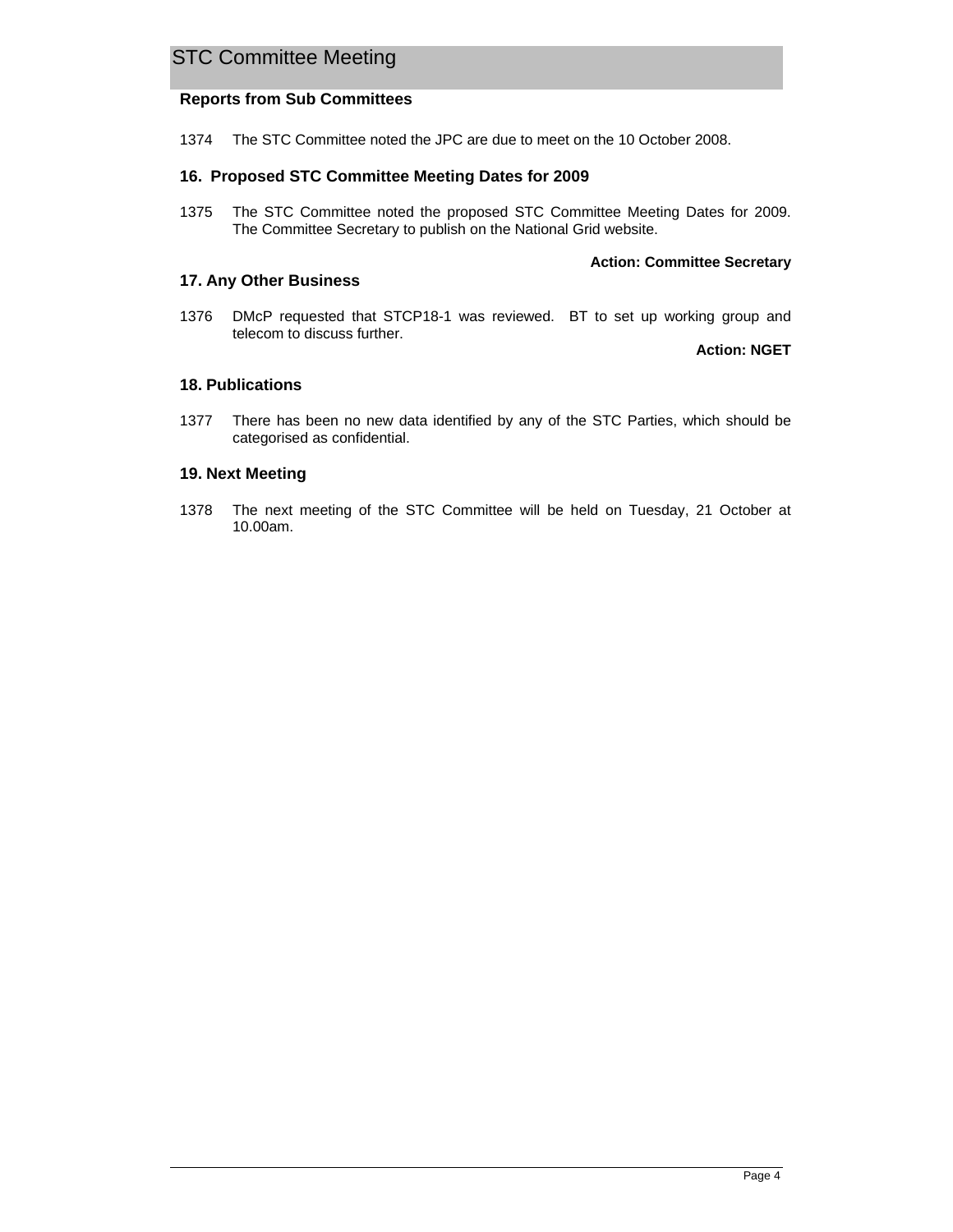## Reports from Sub Committees

1374 The STC Committee noted the JPC are due to meet on the 10 October 2008.

## 16. Proposed STC Committee Meeting Dates for 2009

1375 The STC Committee noted the proposed STC Committee Meeting Dates for 2009. The Committee Secretary to publish on the National Grid website.

**Action: Committee Secretary**

## 17. Any Other Business

1376 DMcP requested that STCP18-1 was reviewed. BT to set up working group and telecom to discuss further.

**Action: NGET**

## 18. Publications

1377 There has been no new data identified by any of the STC Parties, which should be categorised as confidential.

## 19. Next Meeting

1378 The next meeting of the STC Committee will be held on Tuesday, 21 October at 10.00am.